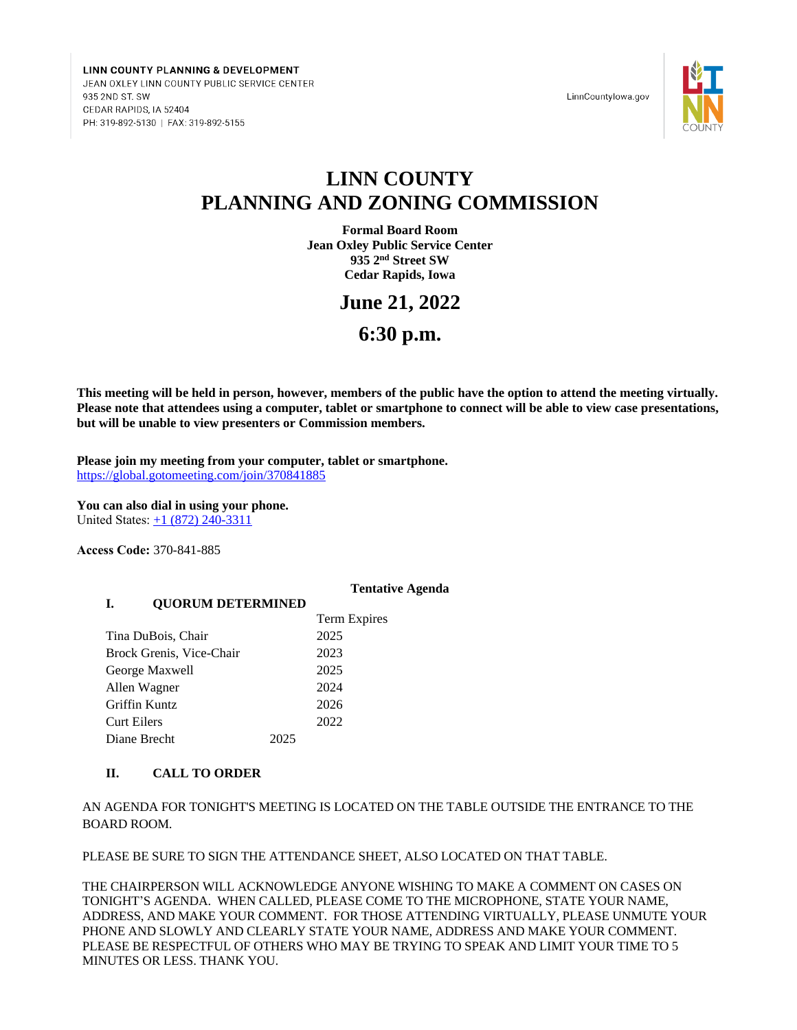LINN COUNTY PLANNING & DEVELOPMENT
JEAN OXLEY LINN COUNTY PUBLIC SERVICE CENTER
935 2ND ST. SW
CEDAR RAPIDS, IA 52404
PH: 319-892-5130 | FAX: 319-892-5155

LinnCountyIowa.gov

# LINN COUNTY
# PLANNING AND ZONING COMMISSION

**Formal Board Room**
**Jean Oxley Public Service Center**
**935 2nd Street SW**
**Cedar Rapids, Iowa**

## June 21, 2022

## 6:30 p.m.

**This meeting will be held in person, however, members of the public have the option to attend the meeting virtually. Please note that attendees using a computer, tablet or smartphone to connect will be able to view case presentations, but will be unable to view presenters or Commission members.**

**Please join my meeting from your computer, tablet or smartphone.**
https://global.gotomeeting.com/join/370841885

**You can also dial in using your phone.**
United States: +1 (872) 240-3311

**Access Code:** 370-841-885

**Tentative Agenda**

**I. QUORUM DETERMINED**

| | Term Expires |
|---|---|
| Tina DuBois, Chair | 2025 |
| Brock Grenis, Vice-Chair | 2023 |
| George Maxwell | 2025 |
| Allen Wagner | 2024 |
| Griffin Kuntz | 2026 |
| Curt Eilers | 2022 |
| Diane Brecht | 2025 |

**II. CALL TO ORDER**

AN AGENDA FOR TONIGHT'S MEETING IS LOCATED ON THE TABLE OUTSIDE THE ENTRANCE TO THE BOARD ROOM.

PLEASE BE SURE TO SIGN THE ATTENDANCE SHEET, ALSO LOCATED ON THAT TABLE.

THE CHAIRPERSON WILL ACKNOWLEDGE ANYONE WISHING TO MAKE A COMMENT ON CASES ON TONIGHT'S AGENDA. WHEN CALLED, PLEASE COME TO THE MICROPHONE, STATE YOUR NAME, ADDRESS, AND MAKE YOUR COMMENT. FOR THOSE ATTENDING VIRTUALLY, PLEASE UNMUTE YOUR PHONE AND SLOWLY AND CLEARLY STATE YOUR NAME, ADDRESS AND MAKE YOUR COMMENT. PLEASE BE RESPECTFUL OF OTHERS WHO MAY BE TRYING TO SPEAK AND LIMIT YOUR TIME TO 5 MINUTES OR LESS. THANK YOU.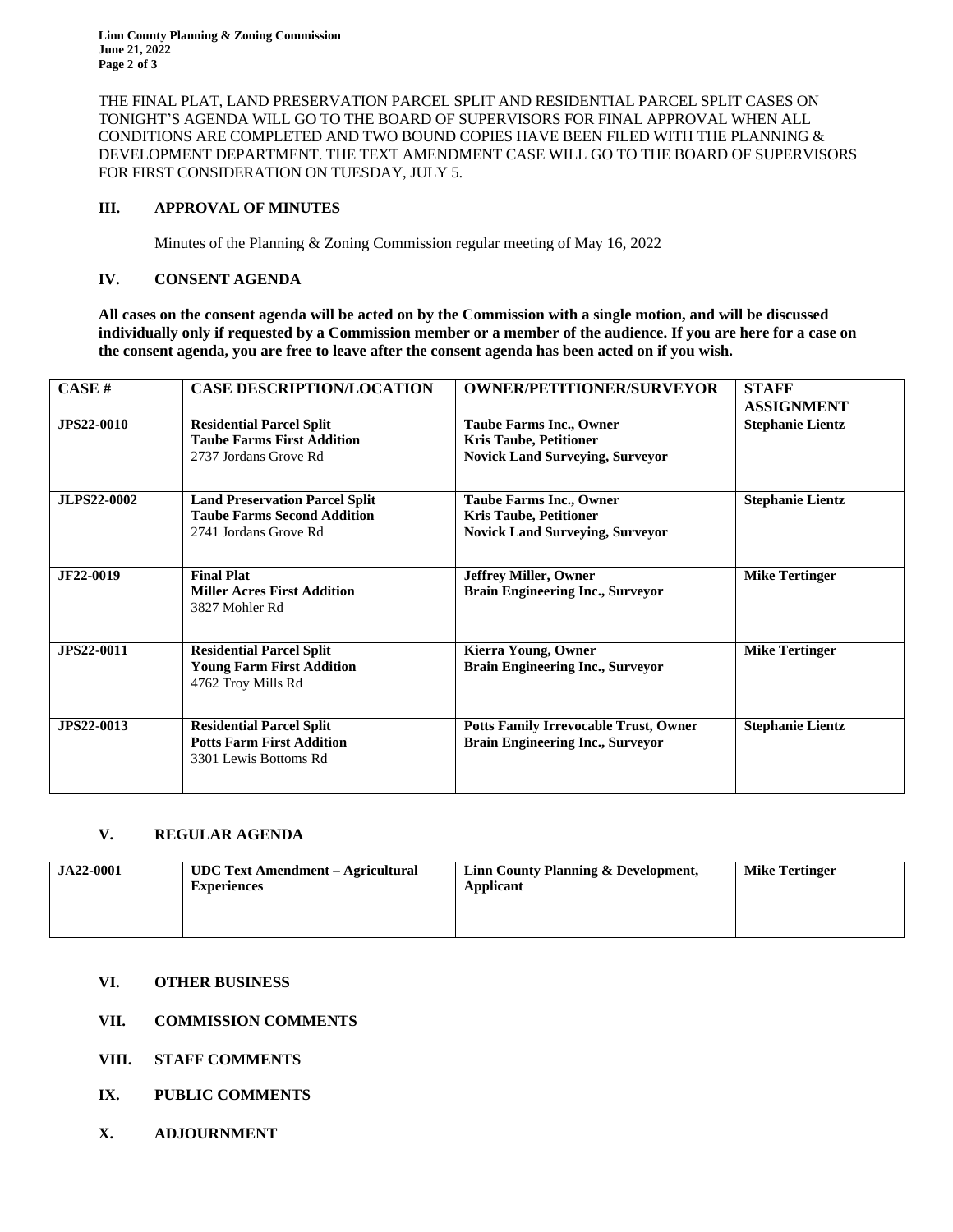THE FINAL PLAT, LAND PRESERVATION PARCEL SPLIT AND RESIDENTIAL PARCEL SPLIT CASES ON TONIGHT'S AGENDA WILL GO TO THE BOARD OF SUPERVISORS FOR FINAL APPROVAL WHEN ALL CONDITIONS ARE COMPLETED AND TWO BOUND COPIES HAVE BEEN FILED WITH THE PLANNING & DEVELOPMENT DEPARTMENT. THE TEXT AMENDMENT CASE WILL GO TO THE BOARD OF SUPERVISORS FOR FIRST CONSIDERATION ON TUESDAY, JULY 5.

## III. APPROVAL OF MINUTES

Minutes of the Planning & Zoning Commission regular meeting of May 16, 2022

## IV. CONSENT AGENDA

**All cases on the consent agenda will be acted on by the Commission with a single motion, and will be discussed individually only if requested by a Commission member or a member of the audience. If you are here for a case on the consent agenda, you are free to leave after the consent agenda has been acted on if you wish.**

| CASE # | CASE DESCRIPTION/LOCATION | OWNER/PETITIONER/SURVEYOR | STAFF ASSIGNMENT |
|---|---|---|---|
| **JPS22-0010** | **Residential Parcel Split**<br>**Taube Farms First Addition**<br>2737 Jordans Grove Rd | **Taube Farms Inc., Owner**<br>**Kris Taube, Petitioner**<br>**Novick Land Surveying, Surveyor** | **Stephanie Lientz** |
| **JLPS22-0002** | **Land Preservation Parcel Split**<br>**Taube Farms Second Addition**<br>2741 Jordans Grove Rd | **Taube Farms Inc., Owner**<br>**Kris Taube, Petitioner**<br>**Novick Land Surveying, Surveyor** | **Stephanie Lientz** |
| **JF22-0019** | **Final Plat**<br>**Miller Acres First Addition**<br>3827 Mohler Rd | **Jeffrey Miller, Owner**<br>**Brain Engineering Inc., Surveyor** | **Mike Tertinger** |
| **JPS22-0011** | **Residential Parcel Split**<br>**Young Farm First Addition**<br>4762 Troy Mills Rd | **Kierra Young, Owner**<br>**Brain Engineering Inc., Surveyor** | **Mike Tertinger** |
| **JPS22-0013** | **Residential Parcel Split**<br>**Potts Farm First Addition**<br>3301 Lewis Bottoms Rd | **Potts Family Irrevocable Trust, Owner**<br>**Brain Engineering Inc., Surveyor** | **Stephanie Lientz** |

## V. REGULAR AGENDA

| | | | |
|---|---|---|---|
| **JA22-0001** | **UDC Text Amendment – Agricultural Experiences** | **Linn County Planning & Development, Applicant** | **Mike Tertinger** |

## VI. OTHER BUSINESS

## VII. COMMISSION COMMENTS

## VIII. STAFF COMMENTS

## IX. PUBLIC COMMENTS

## X. ADJOURNMENT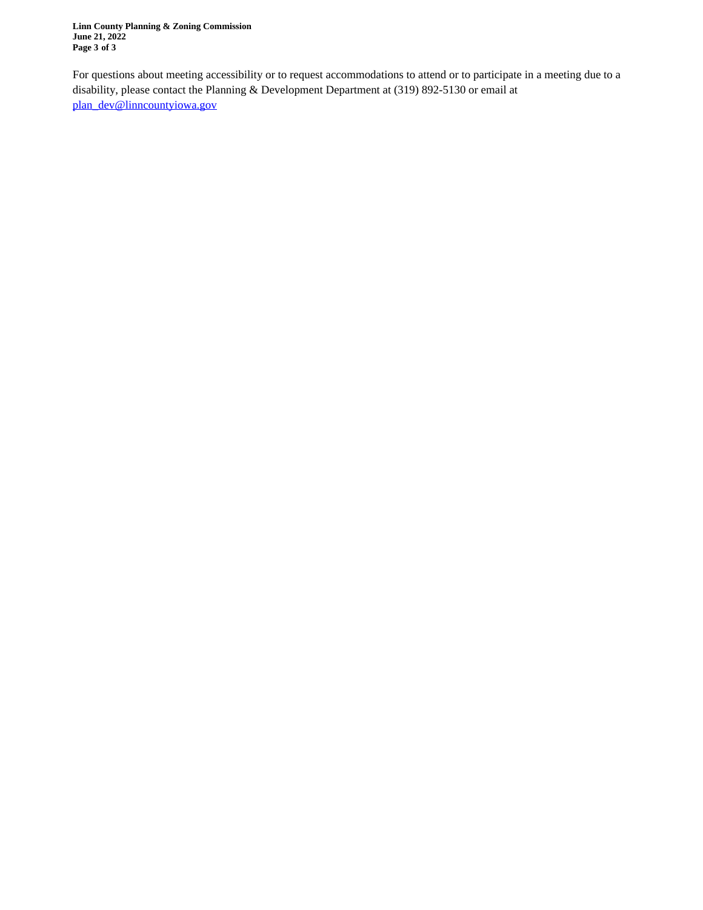For questions about meeting accessibility or to request accommodations to attend or to participate in a meeting due to a disability, please contact the Planning & Development Department at (319) 892-5130 or email at plan_dev@linncountyiowa.gov